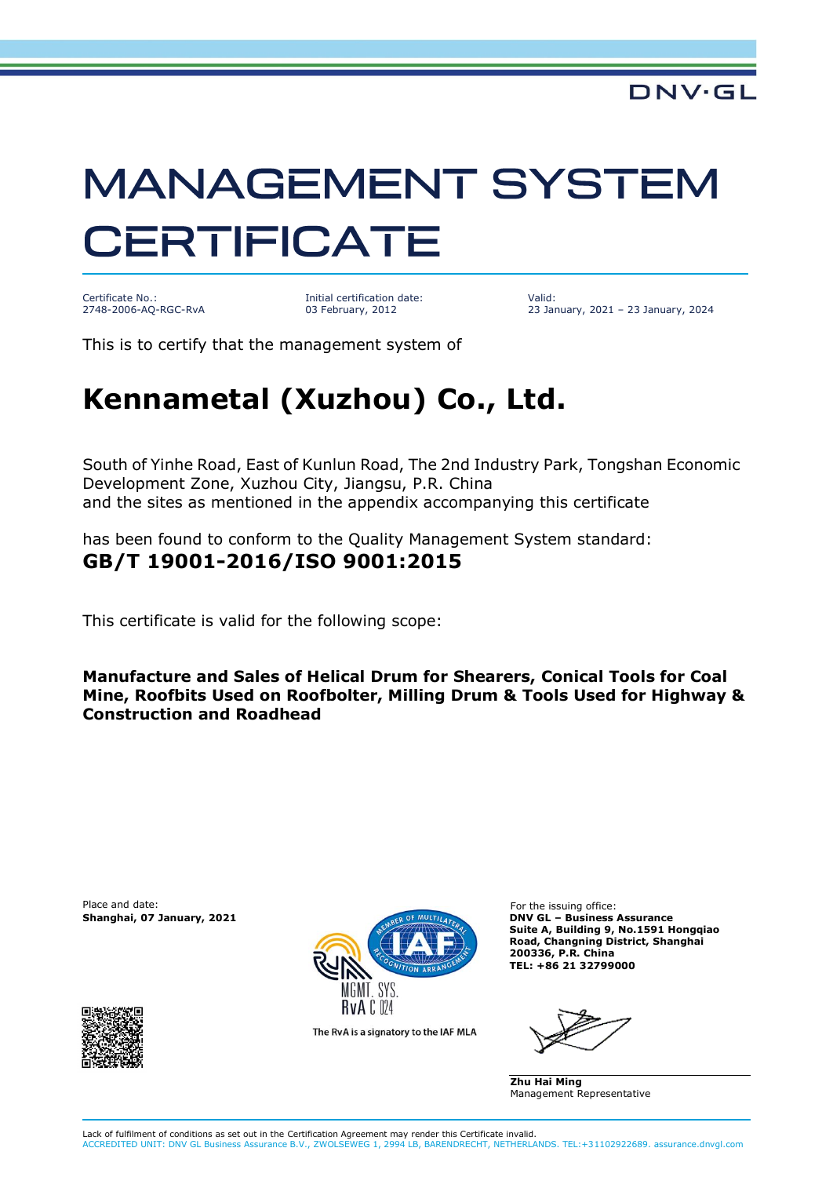DNV·GL

# MANAGEMENT SYSTEM CERTIFICATE

Certificate No.:
2748-2006-AQ-RGC-RvA

Initial certification date:
03 February, 2012

Valid:
23 January, 2021 – 23 January, 2024

This is to certify that the management system of

## Kennametal (Xuzhou) Co., Ltd.

South of Yinhe Road, East of Kunlun Road, The 2nd Industry Park, Tongshan Economic Development Zone, Xuzhou City, Jiangsu, P.R. China
and the sites as mentioned in the appendix accompanying this certificate

has been found to conform to the Quality Management System standard:
**GB/T 19001-2016/ISO 9001:2015**

This certificate is valid for the following scope:

**Manufacture and Sales of Helical Drum for Shearers, Conical Tools for Coal Mine, Roofbits Used on Roofbolter, Milling Drum & Tools Used for Highway & Construction and Roadhead**

Place and date:
**Shanghai, 07 January, 2021**

MGMT. SYS.
RvA C 024

The RvA is a signatory to the IAF MLA

For the issuing office:
**DNV GL – Business Assurance**
**Suite A, Building 9, No.1591 Hongqiao Road, Changning District, Shanghai 200336, P.R. China**
**TEL: +86 21 32799000**

**Zhu Hai Ming**
Management Representative

Lack of fulfilment of conditions as set out in the Certification Agreement may render this Certificate invalid.
ACCREDITED UNIT: DNV GL Business Assurance B.V., ZWOLSEWEG 1, 2994 LB, BARENDRECHT, NETHERLANDS. TEL:+31102922689. assurance.dnvgl.com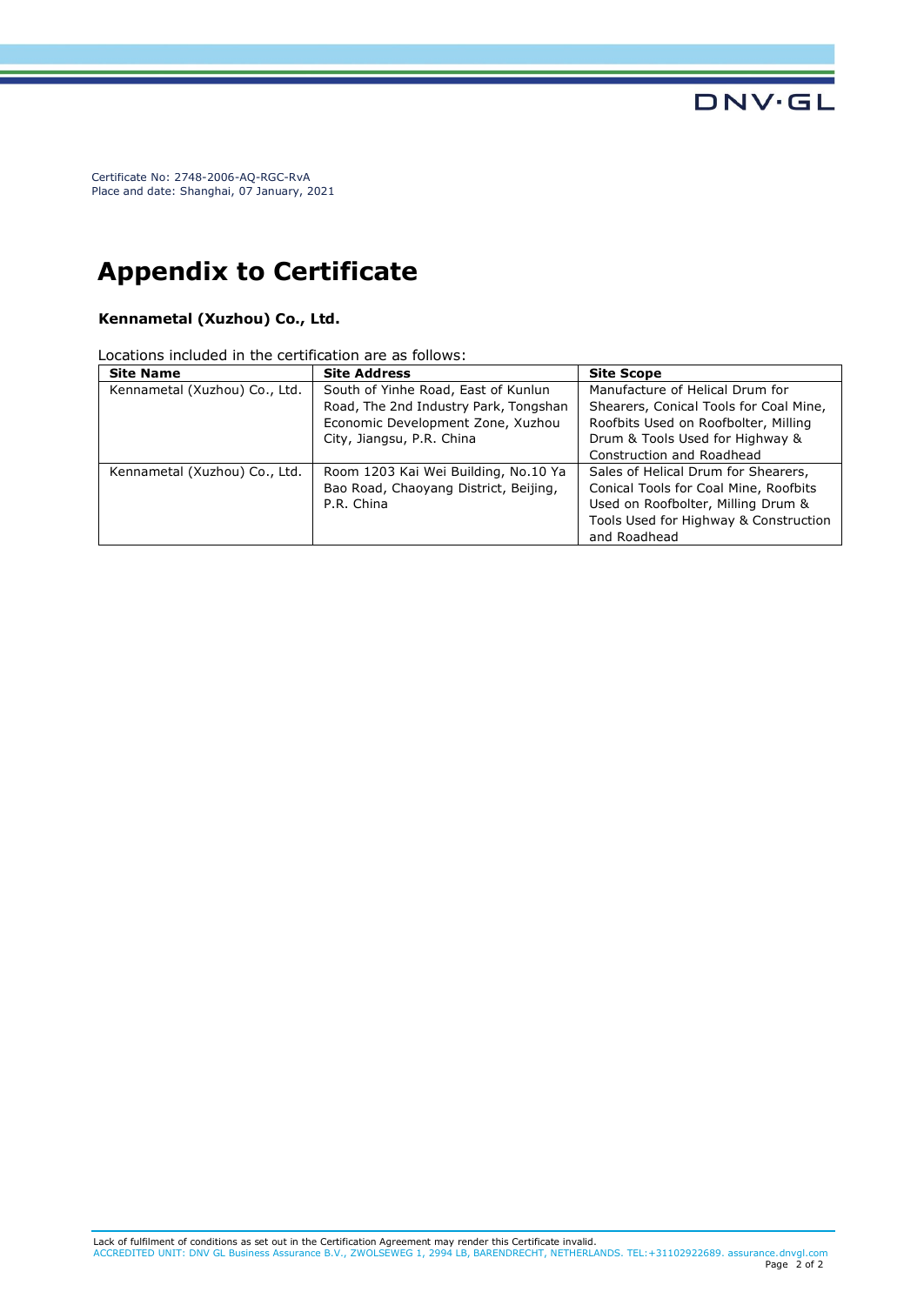Certificate No: 2748-2006-AQ-RGC-RvA
Place and date: Shanghai, 07 January, 2021

# Appendix to Certificate

**Kennametal (Xuzhou) Co., Ltd.**

Locations included in the certification are as follows:

| Site Name | Site Address | Site Scope |
|---|---|---|
| Kennametal (Xuzhou) Co., Ltd. | South of Yinhe Road, East of Kunlun Road, The 2nd Industry Park, Tongshan Economic Development Zone, Xuzhou City, Jiangsu, P.R. China | Manufacture of Helical Drum for Shearers, Conical Tools for Coal Mine, Roofbits Used on Roofbolter, Milling Drum & Tools Used for Highway & Construction and Roadhead |
| Kennametal (Xuzhou) Co., Ltd. | Room 1203 Kai Wei Building, No.10 Ya Bao Road, Chaoyang District, Beijing, P.R. China | Sales of Helical Drum for Shearers, Conical Tools for Coal Mine, Roofbits Used on Roofbolter, Milling Drum & Tools Used for Highway & Construction and Roadhead |

Lack of fulfilment of conditions as set out in the Certification Agreement may render this Certificate invalid.
ACCREDITED UNIT: DNV GL Business Assurance B.V., ZWOLSEWEG 1, 2994 LB, BARENDRECHT, NETHERLANDS. TEL:+31102922689. assurance.dnvgl.com